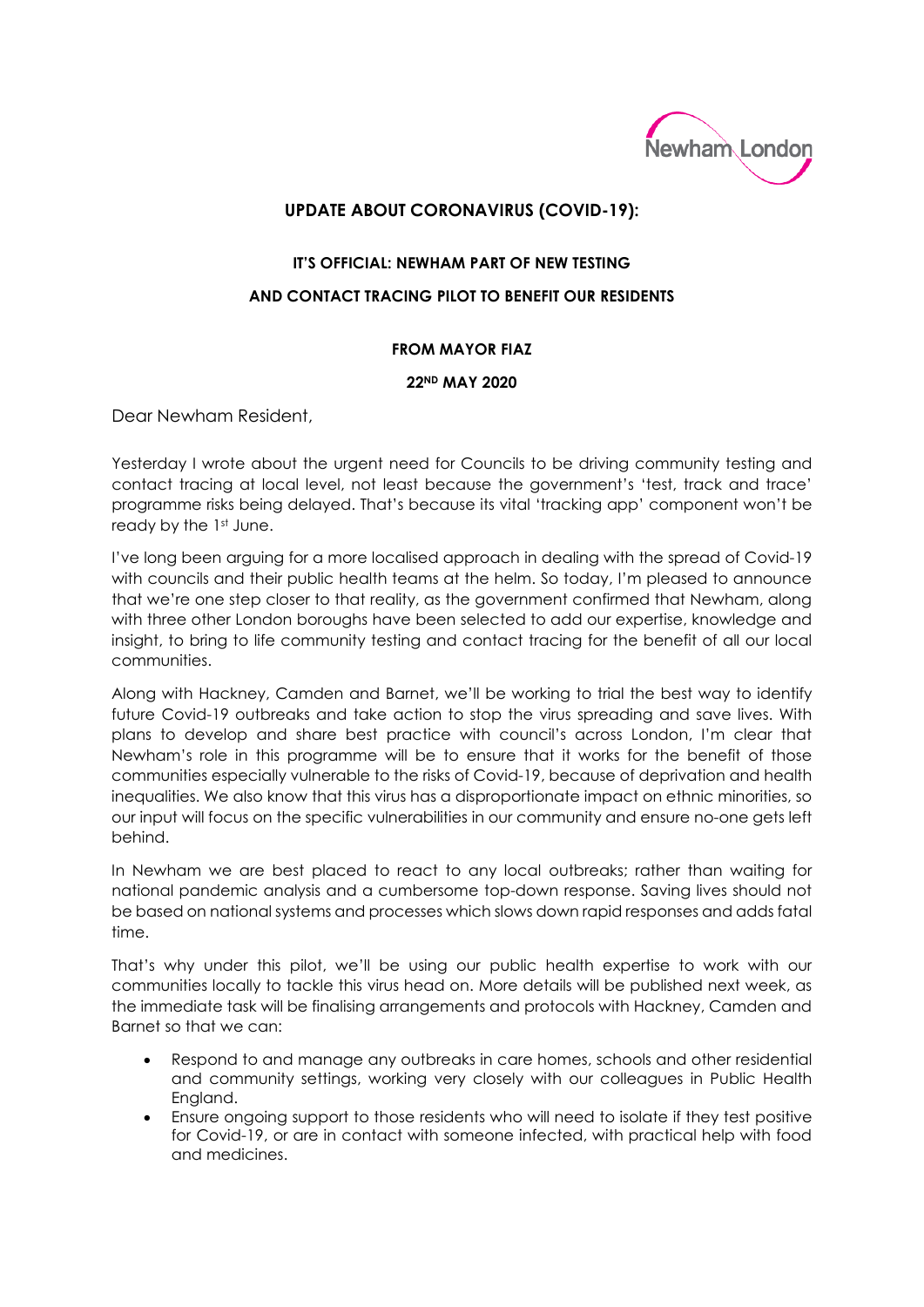## UPDATE ABOUT CORONAVIRUS (COVID-19):

### IT'S OFFICIAL: NEWHAM PART OF NEW TESTING AND CONTACT TRACING PILOT TO BENEFIT OUR RESIDENTS

**FROM MAYOR FIAZ**

**22ND MAY 2020**

Dear Newham Resident,

Yesterday I wrote about the urgent need for Councils to be driving community testing and contact tracing at local level, not least because the government's 'test, track and trace' programme risks being delayed. That's because its vital 'tracking app' component won't be ready by the 1st June.

I've long been arguing for a more localised approach in dealing with the spread of Covid-19 with councils and their public health teams at the helm. So today, I'm pleased to announce that we're one step closer to that reality, as the government confirmed that Newham, along with three other London boroughs have been selected to add our expertise, knowledge and insight, to bring to life community testing and contact tracing for the benefit of all our local communities.

Along with Hackney, Camden and Barnet, we'll be working to trial the best way to identify future Covid-19 outbreaks and take action to stop the virus spreading and save lives. With plans to develop and share best practice with council's across London, I'm clear that Newham's role in this programme will be to ensure that it works for the benefit of those communities especially vulnerable to the risks of Covid-19, because of deprivation and health inequalities. We also know that this virus has a disproportionate impact on ethnic minorities, so our input will focus on the specific vulnerabilities in our community and ensure no-one gets left behind.

In Newham we are best placed to react to any local outbreaks; rather than waiting for national pandemic analysis and a cumbersome top-down response. Saving lives should not be based on national systems and processes which slows down rapid responses and adds fatal time.

That's why under this pilot, we'll be using our public health expertise to work with our communities locally to tackle this virus head on. More details will be published next week, as the immediate task will be finalising arrangements and protocols with Hackney, Camden and Barnet so that we can:

- Respond to and manage any outbreaks in care homes, schools and other residential and community settings, working very closely with our colleagues in Public Health England.
- Ensure ongoing support to those residents who will need to isolate if they test positive for Covid-19, or are in contact with someone infected, with practical help with food and medicines.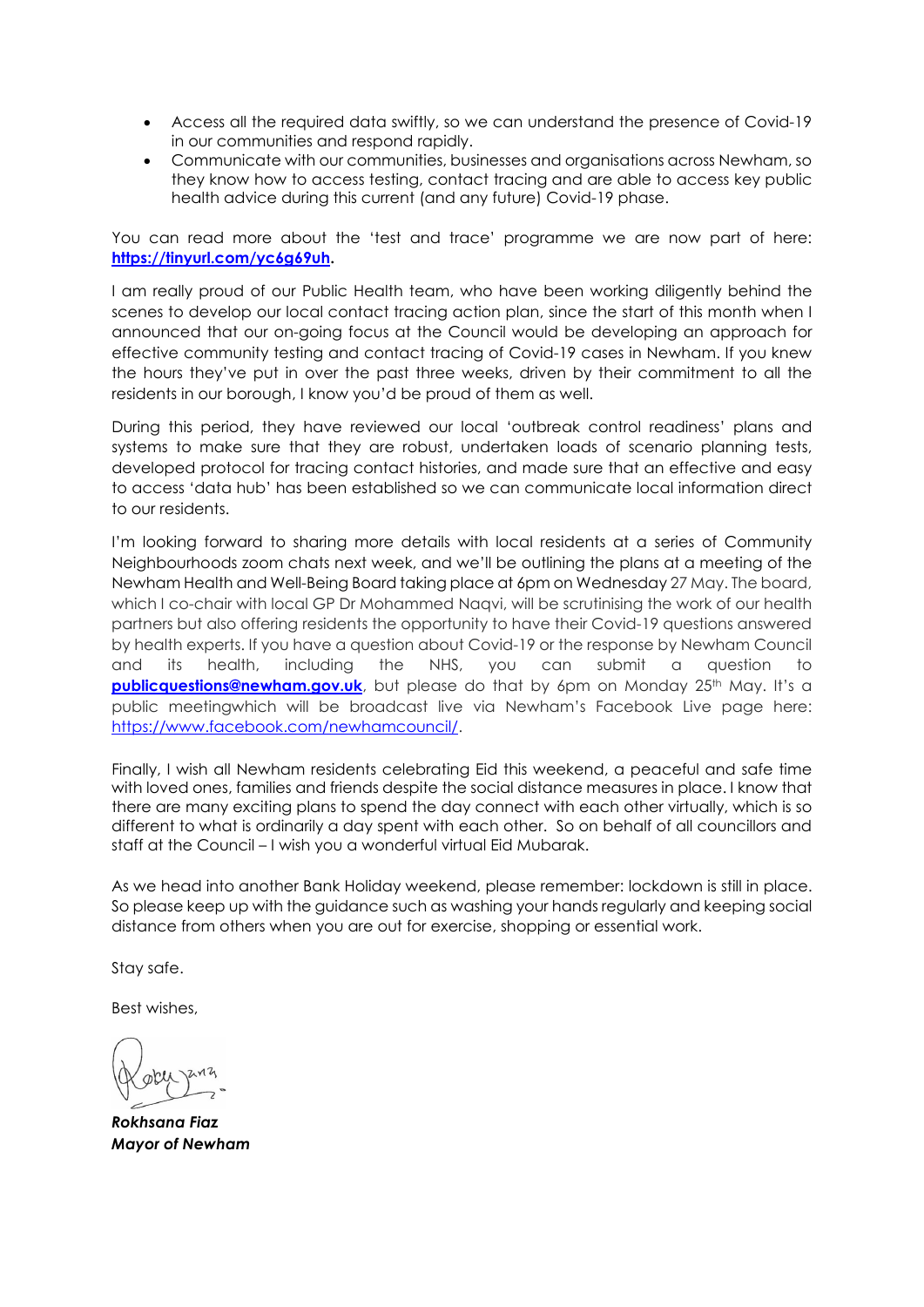- Access all the required data swiftly, so we can understand the presence of Covid-19 in our communities and respond rapidly.
- Communicate with our communities, businesses and organisations across Newham, so they know how to access testing, contact tracing and are able to access key public health advice during this current (and any future) Covid-19 phase.

You can read more about the 'test and trace' programme we are now part of here: **https://tinyurl.com/yc6g69uh.**

I am really proud of our Public Health team, who have been working diligently behind the scenes to develop our local contact tracing action plan, since the start of this month when I announced that our on-going focus at the Council would be developing an approach for effective community testing and contact tracing of Covid-19 cases in Newham. If you knew the hours they've put in over the past three weeks, driven by their commitment to all the residents in our borough, I know you'd be proud of them as well.

During this period, they have reviewed our local 'outbreak control readiness' plans and systems to make sure that they are robust, undertaken loads of scenario planning tests, developed protocol for tracing contact histories, and made sure that an effective and easy to access 'data hub' has been established so we can communicate local information direct to our residents.

I'm looking forward to sharing more details with local residents at a series of Community Neighbourhoods zoom chats next week, and we'll be outlining the plans at a meeting of the Newham Health and Well-Being Board taking place at 6pm on Wednesday 27 May. The board, which I co-chair with local GP Dr Mohammed Naqvi, will be scrutinising the work of our health partners but also offering residents the opportunity to have their Covid-19 questions answered by health experts. If you have a question about Covid-19 or the response by Newham Council and its health, including the NHS, you can submit a question to **publicquestions@newham.gov.uk**, but please do that by 6pm on Monday 25th May. It's a public meetingwhich will be broadcast live via Newham's Facebook Live page here: https://www.facebook.com/newhamcouncil/.

Finally, I wish all Newham residents celebrating Eid this weekend, a peaceful and safe time with loved ones, families and friends despite the social distance measures in place. I know that there are many exciting plans to spend the day connect with each other virtually, which is so different to what is ordinarily a day spent with each other. So on behalf of all councillors and staff at the Council – I wish you a wonderful virtual Eid Mubarak.

As we head into another Bank Holiday weekend, please remember: lockdown is still in place. So please keep up with the guidance such as washing your hands regularly and keeping social distance from others when you are out for exercise, shopping or essential work.

Stay safe.

Best wishes,

***Rokhsana Fiaz***
***Mayor of Newham***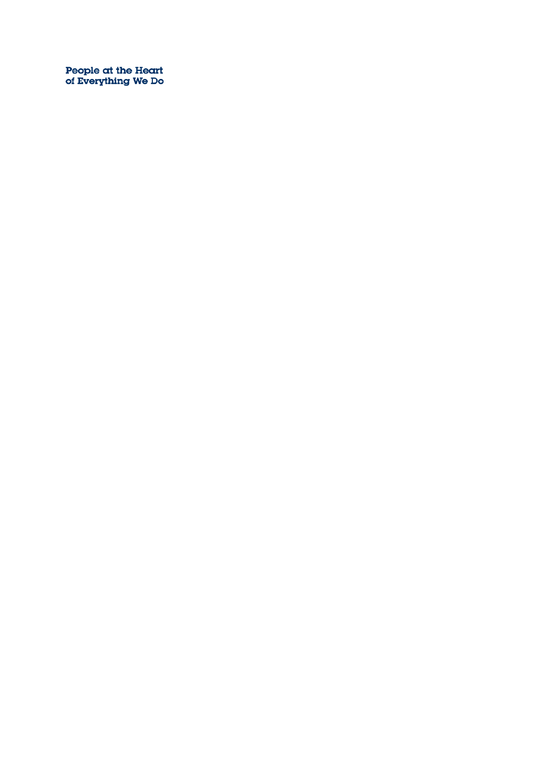People at the Heart
of Everything We Do